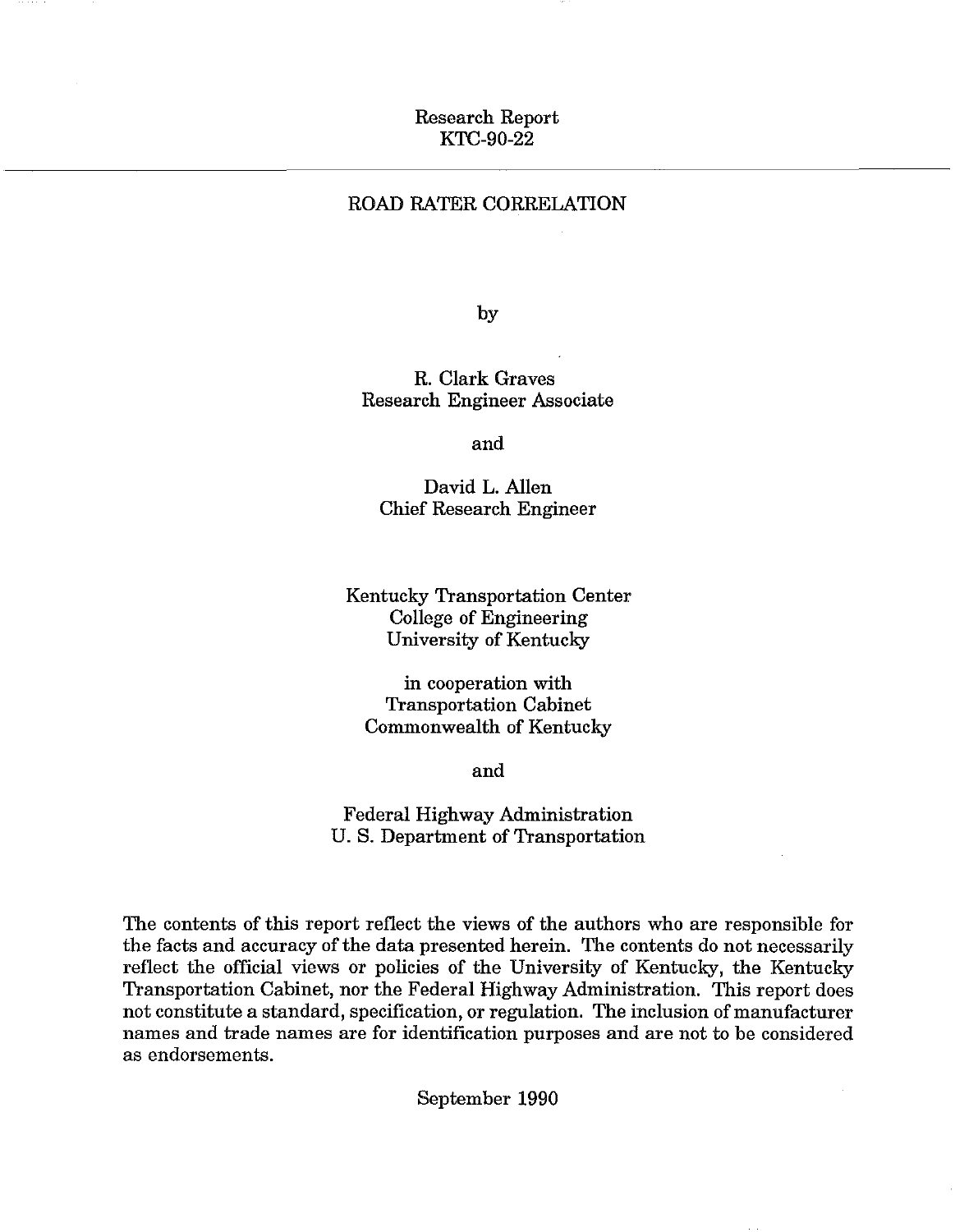Research Report
KTC-90-22

# ROAD RATER CORRELATION

by

R. Clark Graves
Research Engineer Associate

and

David L. Allen
Chief Research Engineer

Kentucky Transportation Center
College of Engineering
University of Kentucky

in cooperation with
Transportation Cabinet
Commonwealth of Kentucky

and

Federal Highway Administration
U. S. Department of Transportation

The contents of this report reflect the views of the authors who are responsible for the facts and accuracy of the data presented herein. The contents do not necessarily reflect the official views or policies of the University of Kentucky, the Kentucky Transportation Cabinet, nor the Federal Highway Administration. This report does not constitute a standard, specification, or regulation. The inclusion of manufacturer names and trade names are for identification purposes and are not to be considered as endorsements.

September 1990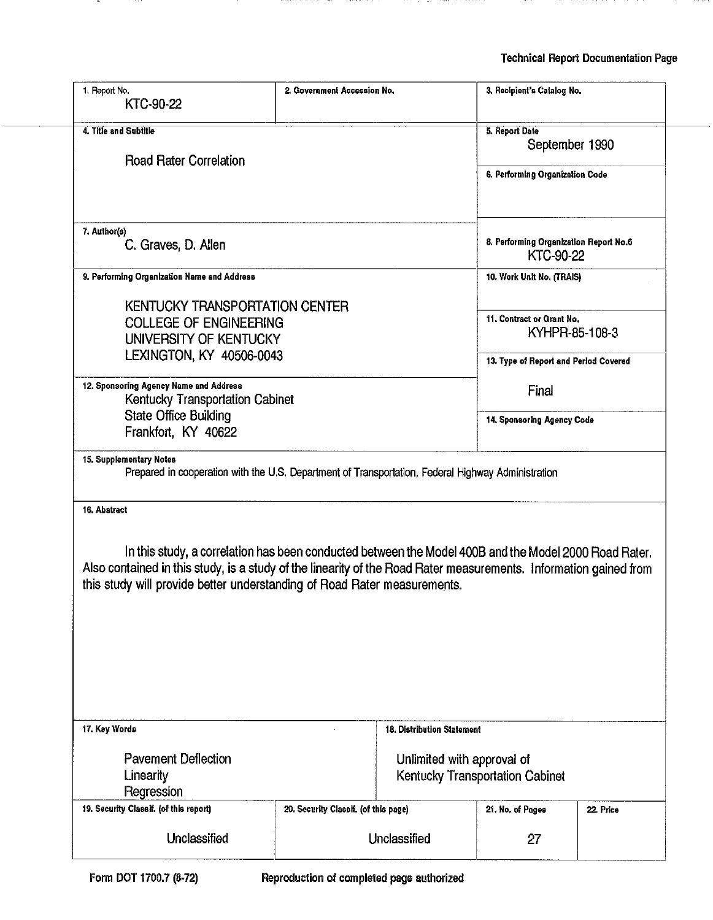**Technical Report Documentation Page**

| 1. Report No. | 2. Government Accession No. | 3. Recipient's Catalog No. |
|---|---|---|
| KTC-90-22 | | |

| 4. Title and Subtitle | 5. Report Date |
|---|---|
| Road Rater Correlation | September 1990 |
| | 6. Performing Organization Code |
| 7. Author(s) | 8. Performing Organization Report No.6 |
| C. Graves, D. Allen | KTC-90-22 |
| 9. Performing Organization Name and Address | 10. Work Unit No. (TRAIS) |
| KENTUCKY TRANSPORTATION CENTER<br>COLLEGE OF ENGINEERING<br>UNIVERSITY OF KENTUCKY<br>LEXINGTON, KY 40506-0043 | 11. Contract or Grant No.<br>KYHPR-85-108-3 |
| 12. Sponsoring Agency Name and Address | 13. Type of Report and Period Covered |
| Kentucky Transportation Cabinet<br>State Office Building<br>Frankfort, KY 40622 | Final |
| | 14. Sponsoring Agency Code |

**15. Supplementary Notes**

Prepared in cooperation with the U.S. Department of Transportation, Federal Highway Administration

**16. Abstract**

In this study, a correlation has been conducted between the Model 400B and the Model 2000 Road Rater. Also contained in this study, is a study of the linearity of the Road Rater measurements. Information gained from this study will provide better understanding of Road Rater measurements.

| 17. Key Words | 18. Distribution Statement |
|---|---|
| Pavement Deflection<br>Linearity<br>Regression | Unlimited with approval of<br>Kentucky Transportation Cabinet |

| 19. Security Classif. (of this report) | 20. Security Classif. (of this page) | 21. No. of Pages | 22. Price |
|---|---|---|---|
| Unclassified | Unclassified | 27 | |

Form DOT 1700.7 (8-72) Reproduction of completed page authorized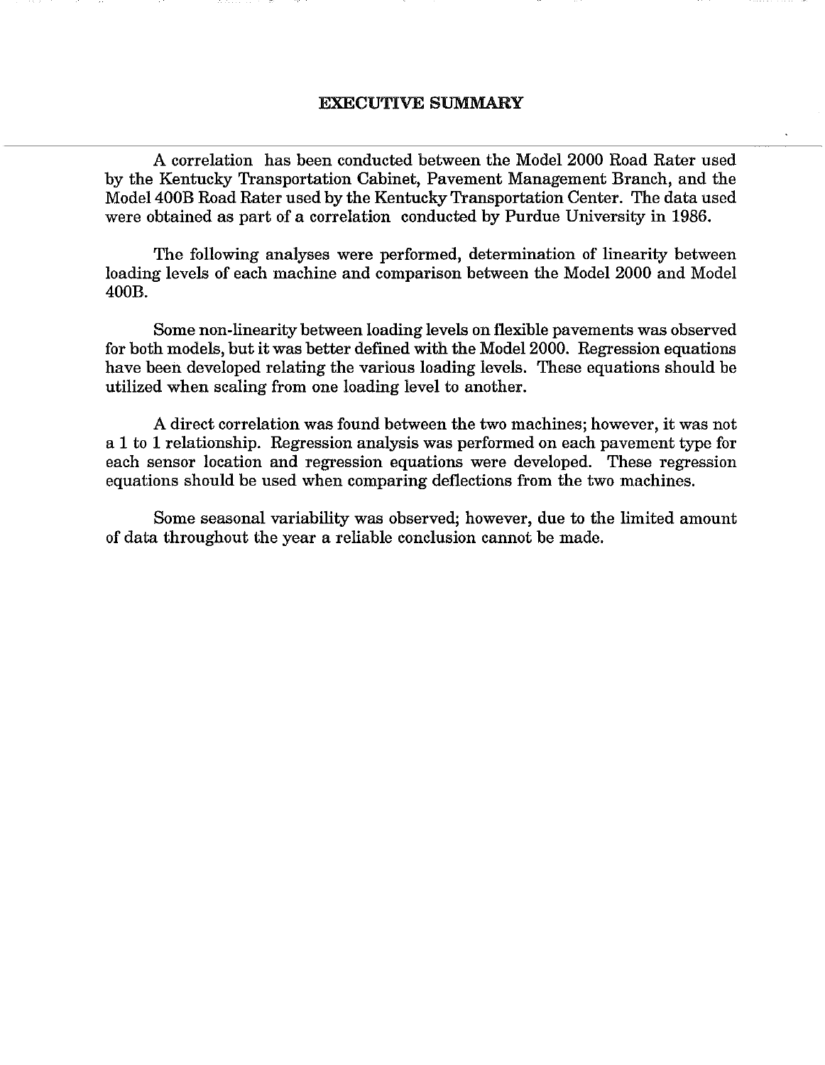# EXECUTIVE SUMMARY

A correlation has been conducted between the Model 2000 Road Rater used by the Kentucky Transportation Cabinet, Pavement Management Branch, and the Model 400B Road Rater used by the Kentucky Transportation Center. The data used were obtained as part of a correlation conducted by Purdue University in 1986.

The following analyses were performed, determination of linearity between loading levels of each machine and comparison between the Model 2000 and Model 400B.

Some non-linearity between loading levels on flexible pavements was observed for both models, but it was better defined with the Model 2000. Regression equations have been developed relating the various loading levels. These equations should be utilized when scaling from one loading level to another.

A direct correlation was found between the two machines; however, it was not a 1 to 1 relationship. Regression analysis was performed on each pavement type for each sensor location and regression equations were developed. These regression equations should be used when comparing deflections from the two machines.

Some seasonal variability was observed; however, due to the limited amount of data throughout the year a reliable conclusion cannot be made.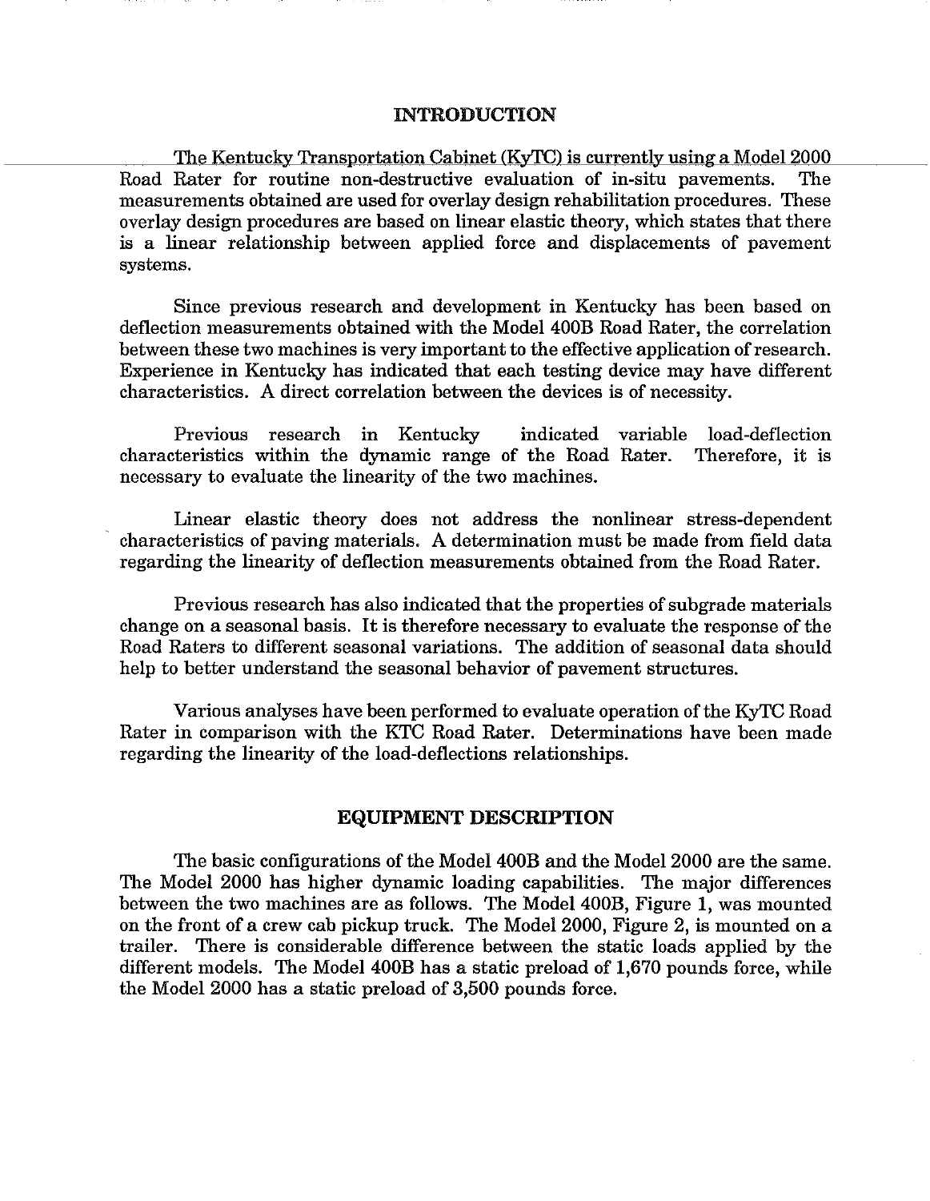## INTRODUCTION

The Kentucky Transportation Cabinet (KyTC) is currently using a Model 2000 Road Rater for routine non-destructive evaluation of in-situ pavements. The measurements obtained are used for overlay design rehabilitation procedures. These overlay design procedures are based on linear elastic theory, which states that there is a linear relationship between applied force and displacements of pavement systems.

Since previous research and development in Kentucky has been based on deflection measurements obtained with the Model 400B Road Rater, the correlation between these two machines is very important to the effective application of research. Experience in Kentucky has indicated that each testing device may have different characteristics. A direct correlation between the devices is of necessity.

Previous research in Kentucky indicated variable load-deflection characteristics within the dynamic range of the Road Rater. Therefore, it is necessary to evaluate the linearity of the two machines.

Linear elastic theory does not address the nonlinear stress-dependent characteristics of paving materials. A determination must be made from field data regarding the linearity of deflection measurements obtained from the Road Rater.

Previous research has also indicated that the properties of subgrade materials change on a seasonal basis. It is therefore necessary to evaluate the response of the Road Raters to different seasonal variations. The addition of seasonal data should help to better understand the seasonal behavior of pavement structures.

Various analyses have been performed to evaluate operation of the KyTC Road Rater in comparison with the KTC Road Rater. Determinations have been made regarding the linearity of the load-deflections relationships.

## EQUIPMENT DESCRIPTION

The basic configurations of the Model 400B and the Model 2000 are the same. The Model 2000 has higher dynamic loading capabilities. The major differences between the two machines are as follows. The Model 400B, Figure 1, was mounted on the front of a crew cab pickup truck. The Model 2000, Figure 2, is mounted on a trailer. There is considerable difference between the static loads applied by the different models. The Model 400B has a static preload of 1,670 pounds force, while the Model 2000 has a static preload of 3,500 pounds force.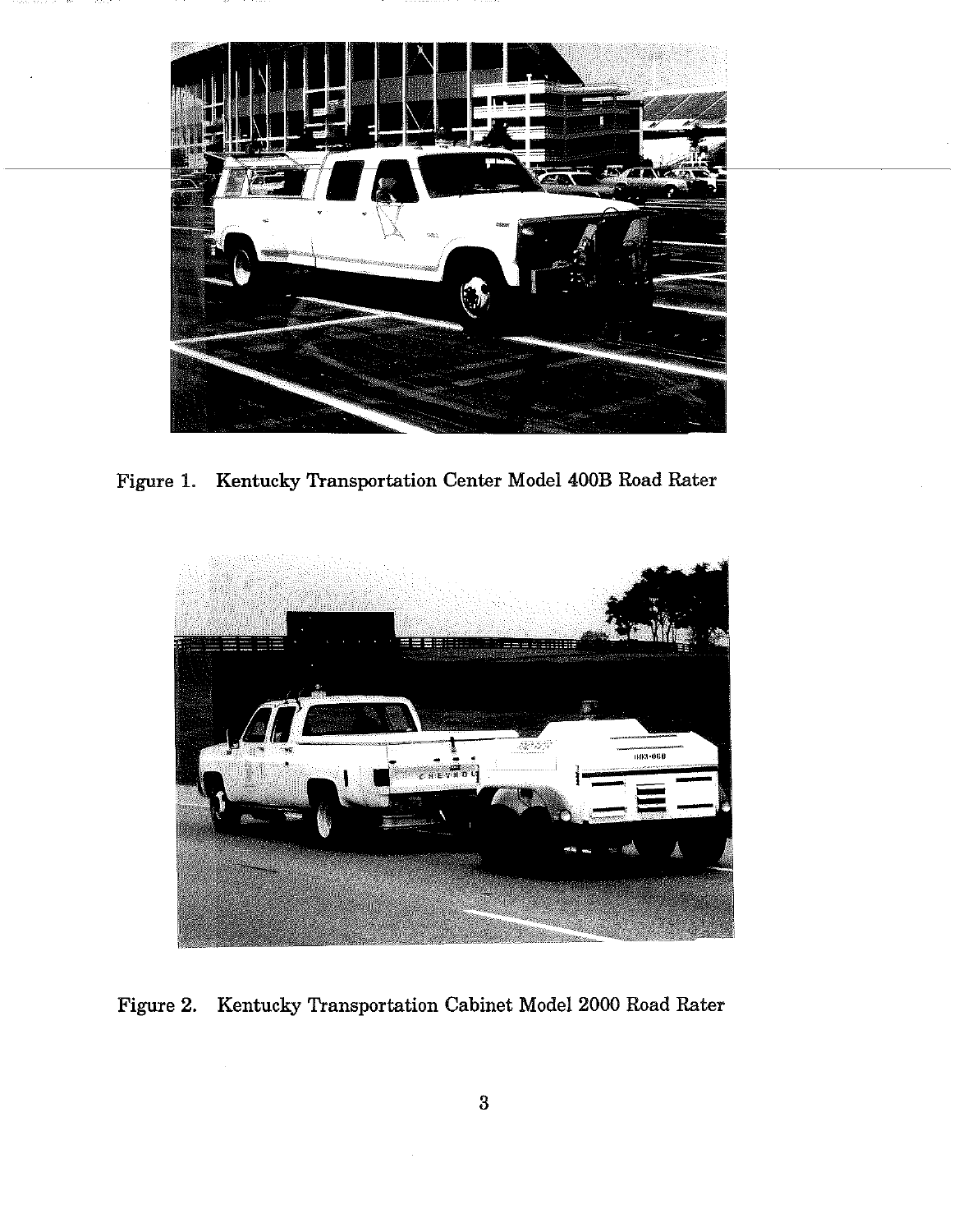Figure 1. Kentucky Transportation Center Model 400B Road Rater

Figure 2. Kentucky Transportation Cabinet Model 2000 Road Rater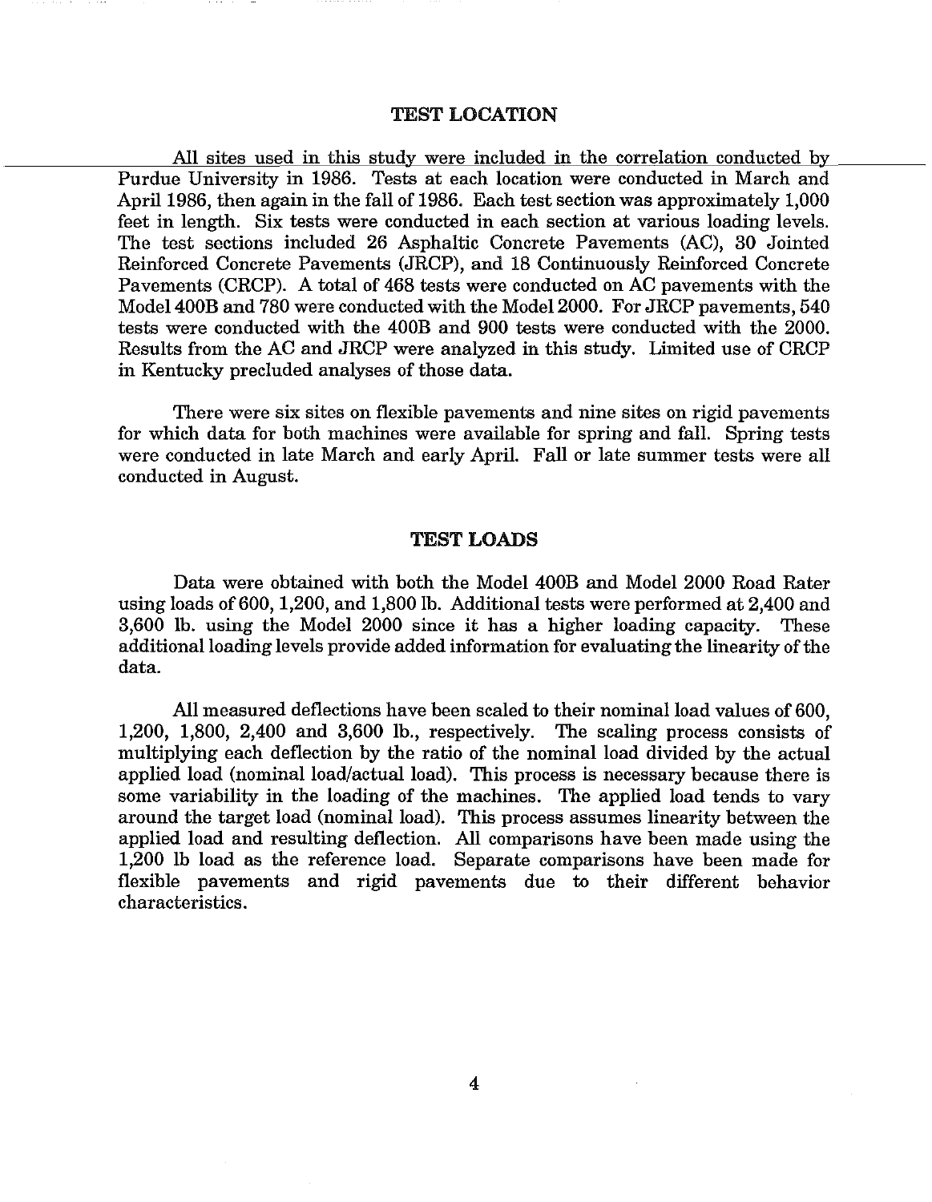## TEST LOCATION

All sites used in this study were included in the correlation conducted by Purdue University in 1986. Tests at each location were conducted in March and April 1986, then again in the fall of 1986. Each test section was approximately 1,000 feet in length. Six tests were conducted in each section at various loading levels. The test sections included 26 Asphaltic Concrete Pavements (AC), 30 Jointed Reinforced Concrete Pavements (JRCP), and 18 Continuously Reinforced Concrete Pavements (CRCP). A total of 468 tests were conducted on AC pavements with the Model 400B and 780 were conducted with the Model 2000. For JRCP pavements, 540 tests were conducted with the 400B and 900 tests were conducted with the 2000. Results from the AC and JRCP were analyzed in this study. Limited use of CRCP in Kentucky precluded analyses of those data.

There were six sites on flexible pavements and nine sites on rigid pavements for which data for both machines were available for spring and fall. Spring tests were conducted in late March and early April. Fall or late summer tests were all conducted in August.

## TEST LOADS

Data were obtained with both the Model 400B and Model 2000 Road Rater using loads of 600, 1,200, and 1,800 lb. Additional tests were performed at 2,400 and 3,600 lb. using the Model 2000 since it has a higher loading capacity. These additional loading levels provide added information for evaluating the linearity of the data.

All measured deflections have been scaled to their nominal load values of 600, 1,200, 1,800, 2,400 and 3,600 lb., respectively. The scaling process consists of multiplying each deflection by the ratio of the nominal load divided by the actual applied load (nominal load/actual load). This process is necessary because there is some variability in the loading of the machines. The applied load tends to vary around the target load (nominal load). This process assumes linearity between the applied load and resulting deflection. All comparisons have been made using the 1,200 lb load as the reference load. Separate comparisons have been made for flexible pavements and rigid pavements due to their different behavior characteristics.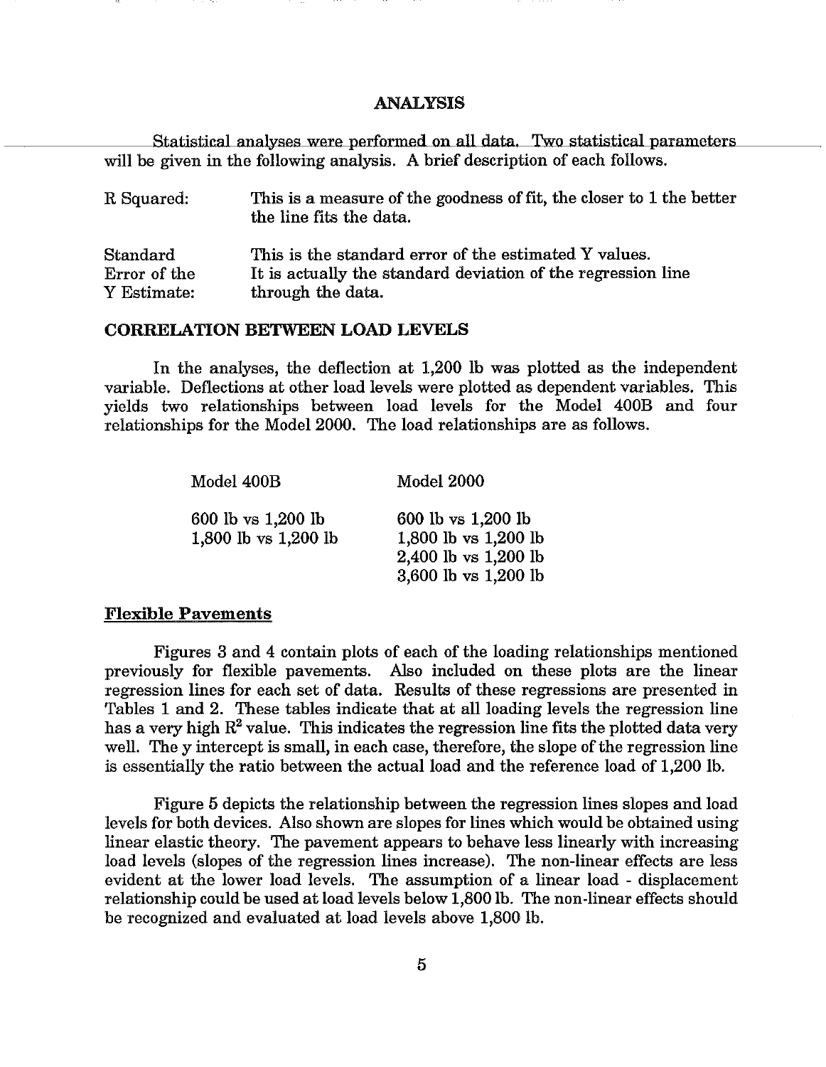## ANALYSIS

Statistical analyses were performed on all data. Two statistical parameters will be given in the following analysis. A brief description of each follows.

| | |
|---|---|
| R Squared: | This is a measure of the goodness of fit, the closer to 1 the better the line fits the data. |
| Standard Error of the Y Estimate: | This is the standard error of the estimated Y values. It is actually the standard deviation of the regression line through the data. |

## CORRELATION BETWEEN LOAD LEVELS

In the analyses, the deflection at 1,200 lb was plotted as the independent variable. Deflections at other load levels were plotted as dependent variables. This yields two relationships between load levels for the Model 400B and four relationships for the Model 2000. The load relationships are as follows.

| Model 400B | Model 2000 |
|---|---|
| 600 lb vs 1,200 lb | 600 lb vs 1,200 lb |
| 1,800 lb vs 1,200 lb | 1,800 lb vs 1,200 lb |
| | 2,400 lb vs 1,200 lb |
| | 3,600 lb vs 1,200 lb |

### Flexible Pavements

Figures 3 and 4 contain plots of each of the loading relationships mentioned previously for flexible pavements. Also included on these plots are the linear regression lines for each set of data. Results of these regressions are presented in Tables 1 and 2. These tables indicate that at all loading levels the regression line has a very high $R^2$ value. This indicates the regression line fits the plotted data very well. The y intercept is small, in each case, therefore, the slope of the regression line is essentially the ratio between the actual load and the reference load of 1,200 lb.

Figure 5 depicts the relationship between the regression lines slopes and load levels for both devices. Also shown are slopes for lines which would be obtained using linear elastic theory. The pavement appears to behave less linearly with increasing load levels (slopes of the regression lines increase). The non-linear effects are less evident at the lower load levels. The assumption of a linear load - displacement relationship could be used at load levels below 1,800 lb. The non-linear effects should be recognized and evaluated at load levels above 1,800 lb.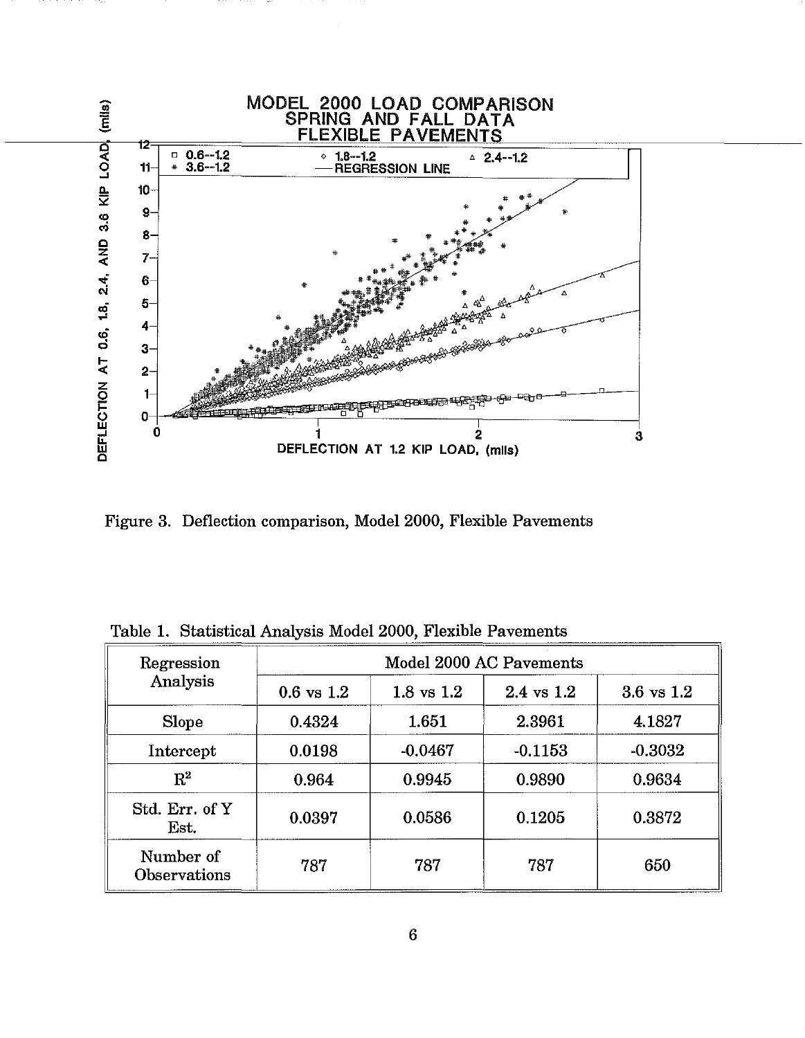Figure 3. Deflection comparison, Model 2000, Flexible Pavements

Table 1. Statistical Analysis Model 2000, Flexible Pavements

| Regression Analysis | Model 2000 AC Pavements | | | |
|---|---|---|---|---|
| | 0.6 vs 1.2 | 1.8 vs 1.2 | 2.4 vs 1.2 | 3.6 vs 1.2 |
| Slope | 0.4324 | 1.651 | 2.3961 | 4.1827 |
| Intercept | 0.0198 | -0.0467 | -0.1153 | -0.3032 |
| $R^2$ | 0.964 | 0.9945 | 0.9890 | 0.9634 |
| Std. Err. of Y Est. | 0.0397 | 0.0586 | 0.1205 | 0.3872 |
| Number of Observations | 787 | 787 | 787 | 650 |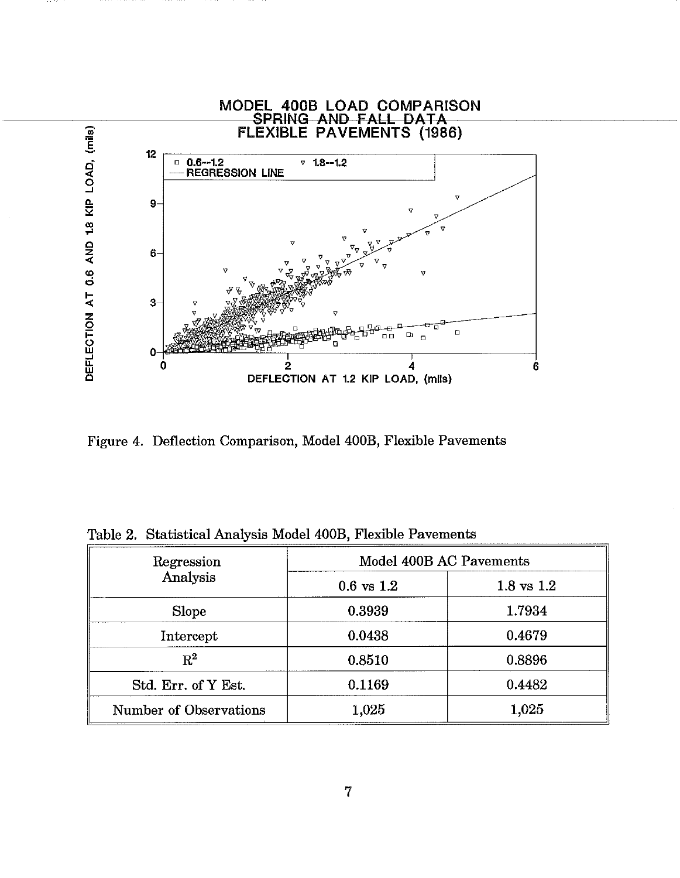Figure 4. Deflection Comparison, Model 400B, Flexible Pavements

Table 2. Statistical Analysis Model 400B, Flexible Pavements

| Regression Analysis | Model 400B AC Pavements | |
|---|---|---|
| | 0.6 vs 1.2 | 1.8 vs 1.2 |
| Slope | 0.3939 | 1.7934 |
| Intercept | 0.0438 | 0.4679 |
| $R^2$ | 0.8510 | 0.8896 |
| Std. Err. of Y Est. | 0.1169 | 0.4482 |
| Number of Observations | 1,025 | 1,025 |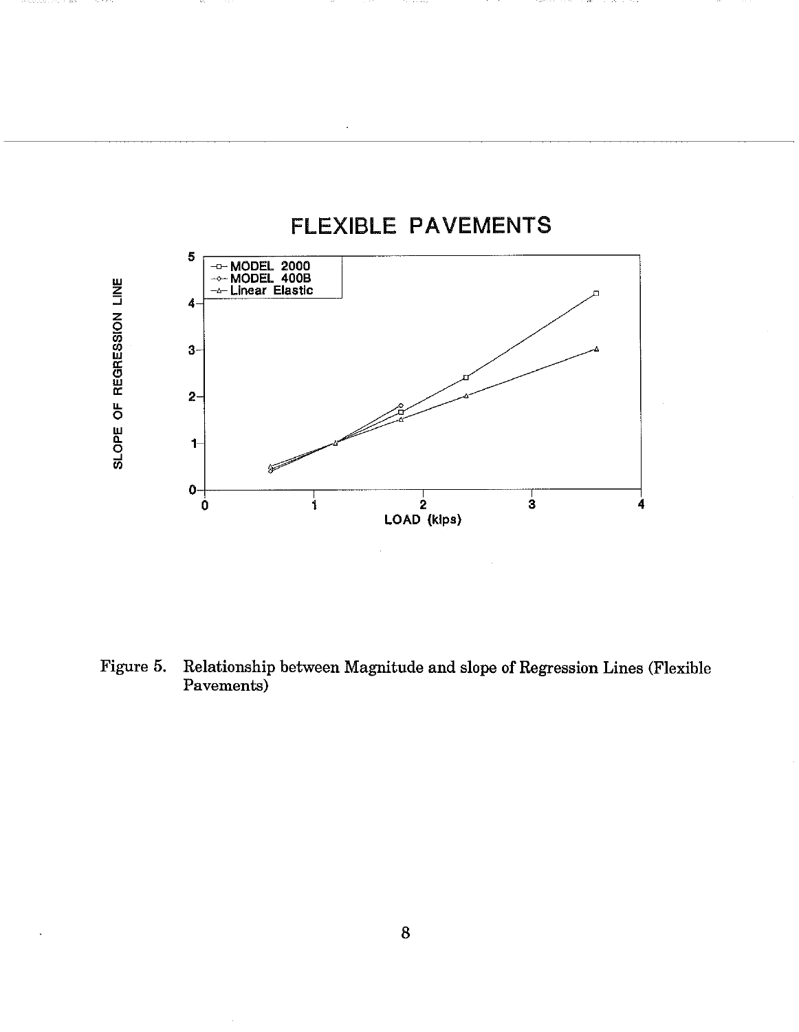Figure 5. Relationship between Magnitude and slope of Regression Lines (Flexible Pavements)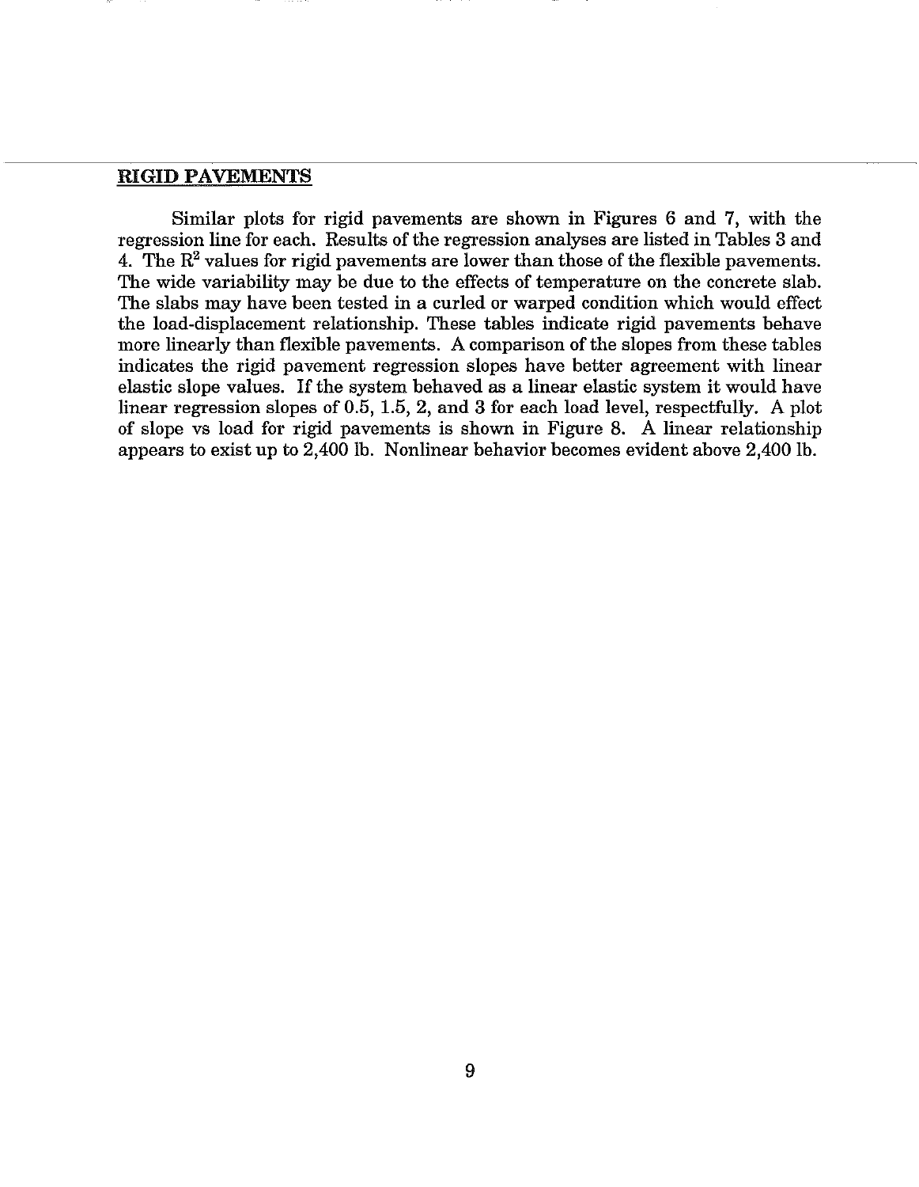## RIGID PAVEMENTS

Similar plots for rigid pavements are shown in Figures 6 and 7, with the regression line for each. Results of the regression analyses are listed in Tables 3 and 4. The $R^2$ values for rigid pavements are lower than those of the flexible pavements. The wide variability may be due to the effects of temperature on the concrete slab. The slabs may have been tested in a curled or warped condition which would effect the load-displacement relationship. These tables indicate rigid pavements behave more linearly than flexible pavements. A comparison of the slopes from these tables indicates the rigid pavement regression slopes have better agreement with linear elastic slope values. If the system behaved as a linear elastic system it would have linear regression slopes of 0.5, 1.5, 2, and 3 for each load level, respectfully. A plot of slope vs load for rigid pavements is shown in Figure 8. A linear relationship appears to exist up to 2,400 lb. Nonlinear behavior becomes evident above 2,400 lb.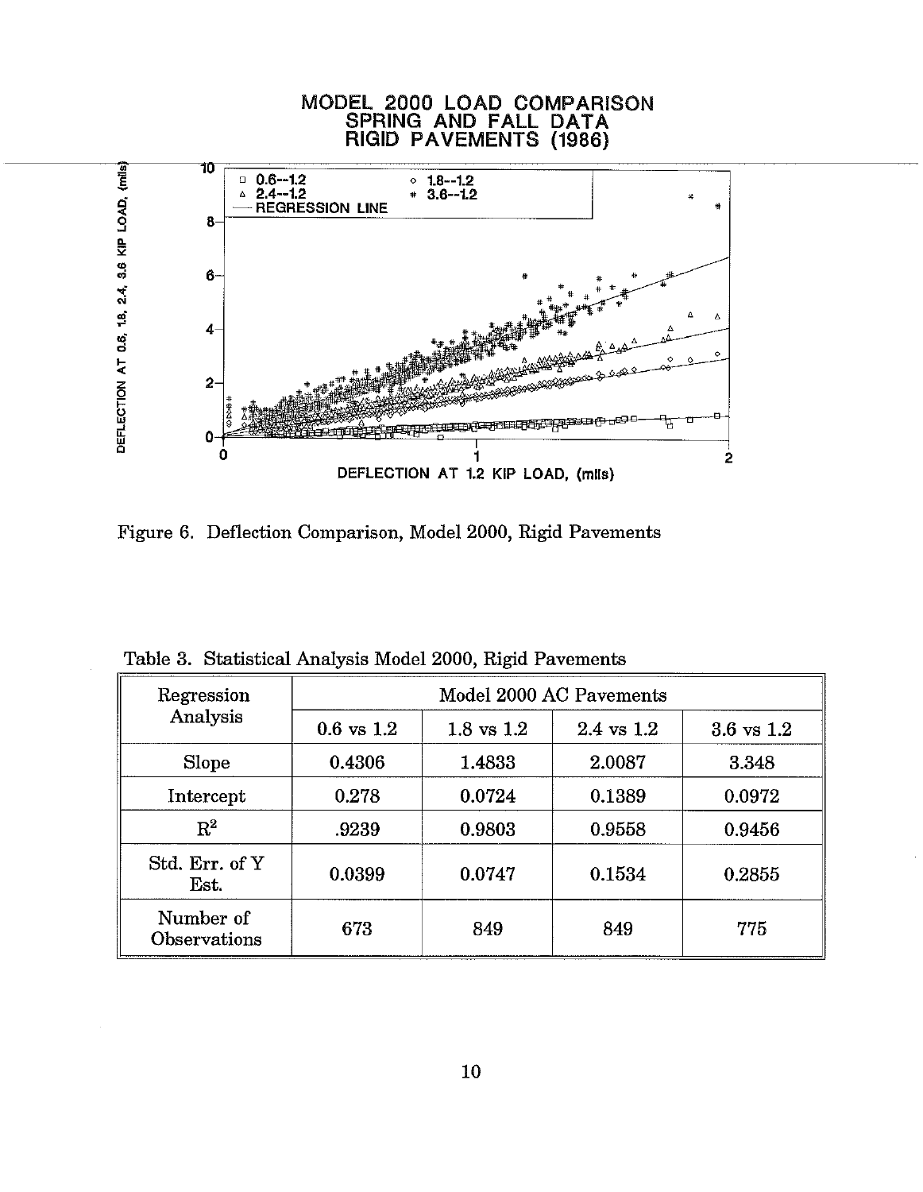Figure 6. Deflection Comparison, Model 2000, Rigid Pavements

Table 3. Statistical Analysis Model 2000, Rigid Pavements

| Regression Analysis | Model 2000 AC Pavements | | | |
|---|---|---|---|---|
| | 0.6 vs 1.2 | 1.8 vs 1.2 | 2.4 vs 1.2 | 3.6 vs 1.2 |
| Slope | 0.4306 | 1.4833 | 2.0087 | 3.348 |
| Intercept | 0.278 | 0.0724 | 0.1389 | 0.0972 |
| $R^2$ | .9239 | 0.9803 | 0.9558 | 0.9456 |
| Std. Err. of Y Est. | 0.0399 | 0.0747 | 0.1534 | 0.2855 |
| Number of Observations | 673 | 849 | 849 | 775 |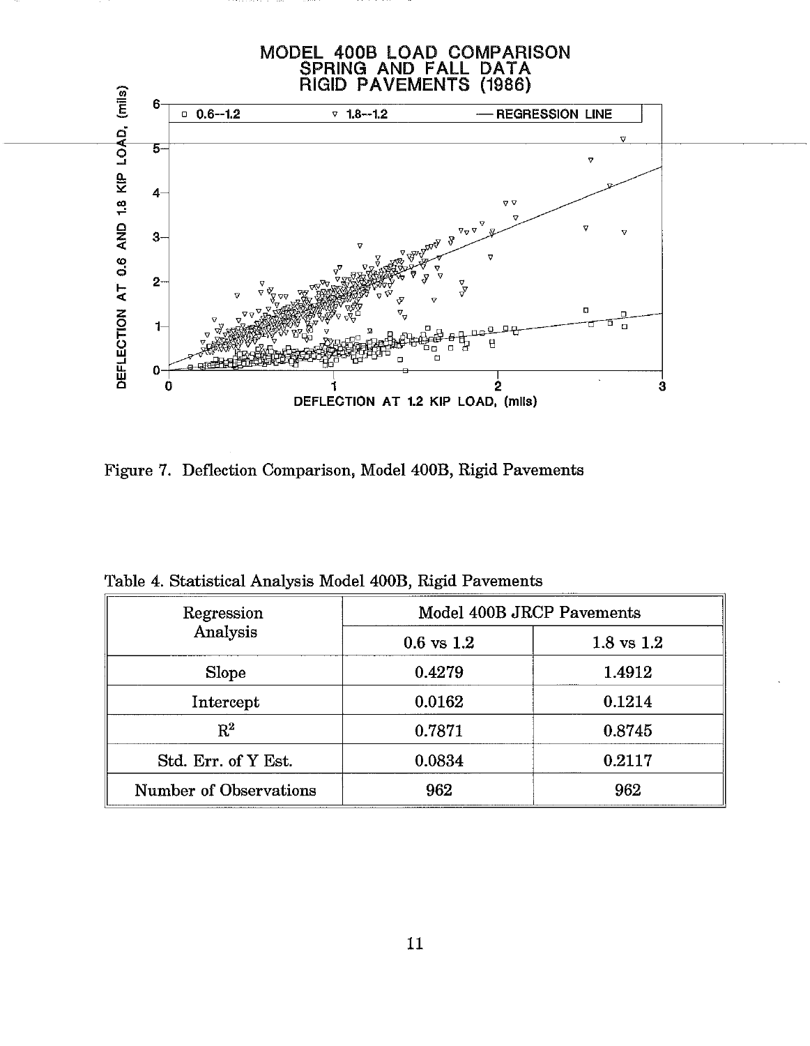Figure 7. Deflection Comparison, Model 400B, Rigid Pavements

Table 4. Statistical Analysis Model 400B, Rigid Pavements

| Regression Analysis | Model 400B JRCP Pavements | |
|---|---|---|
| | 0.6 vs 1.2 | 1.8 vs 1.2 |
| Slope | 0.4279 | 1.4912 |
| Intercept | 0.0162 | 0.1214 |
| $R^2$ | 0.7871 | 0.8745 |
| Std. Err. of Y Est. | 0.0834 | 0.2117 |
| Number of Observations | 962 | 962 |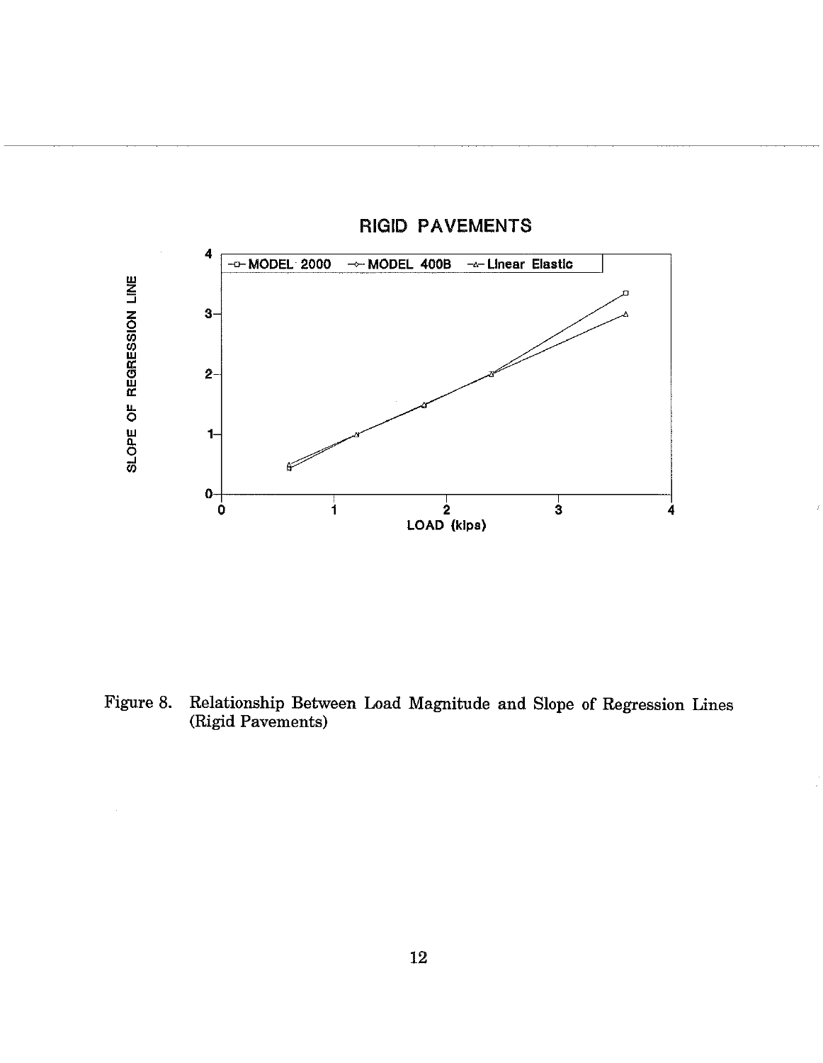Figure 8. Relationship Between Load Magnitude and Slope of Regression Lines (Rigid Pavements)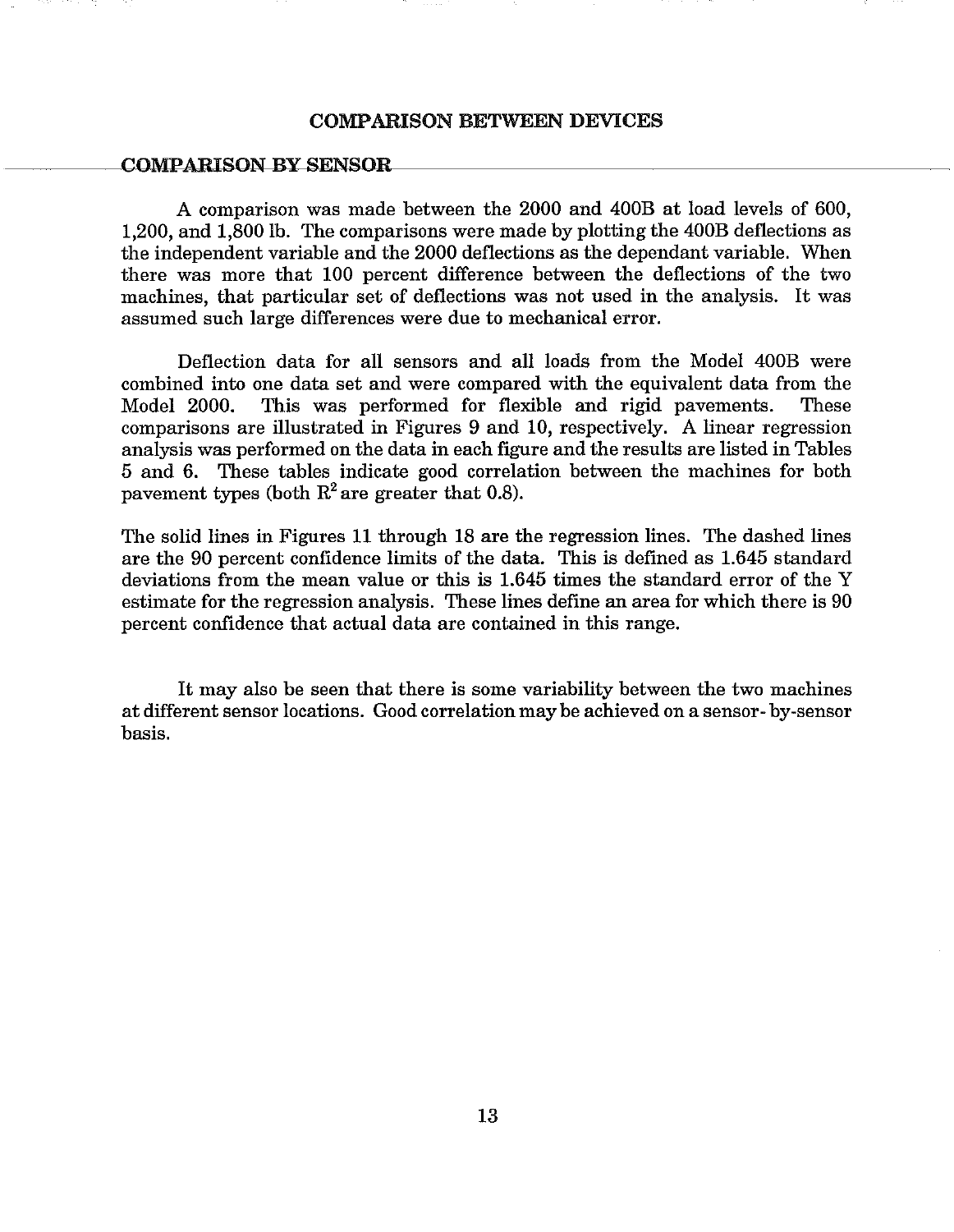## COMPARISON BETWEEN DEVICES

### COMPARISON BY SENSOR

A comparison was made between the 2000 and 400B at load levels of 600, 1,200, and 1,800 lb. The comparisons were made by plotting the 400B deflections as the independent variable and the 2000 deflections as the dependant variable. When there was more that 100 percent difference between the deflections of the two machines, that particular set of deflections was not used in the analysis. It was assumed such large differences were due to mechanical error.

Deflection data for all sensors and all loads from the Model 400B were combined into one data set and were compared with the equivalent data from the Model 2000. This was performed for flexible and rigid pavements. These comparisons are illustrated in Figures 9 and 10, respectively. A linear regression analysis was performed on the data in each figure and the results are listed in Tables 5 and 6. These tables indicate good correlation between the machines for both pavement types (both $R^2$ are greater that 0.8).

The solid lines in Figures 11 through 18 are the regression lines. The dashed lines are the 90 percent confidence limits of the data. This is defined as 1.645 standard deviations from the mean value or this is 1.645 times the standard error of the Y estimate for the regression analysis. These lines define an area for which there is 90 percent confidence that actual data are contained in this range.

It may also be seen that there is some variability between the two machines at different sensor locations. Good correlation may be achieved on a sensor- by-sensor basis.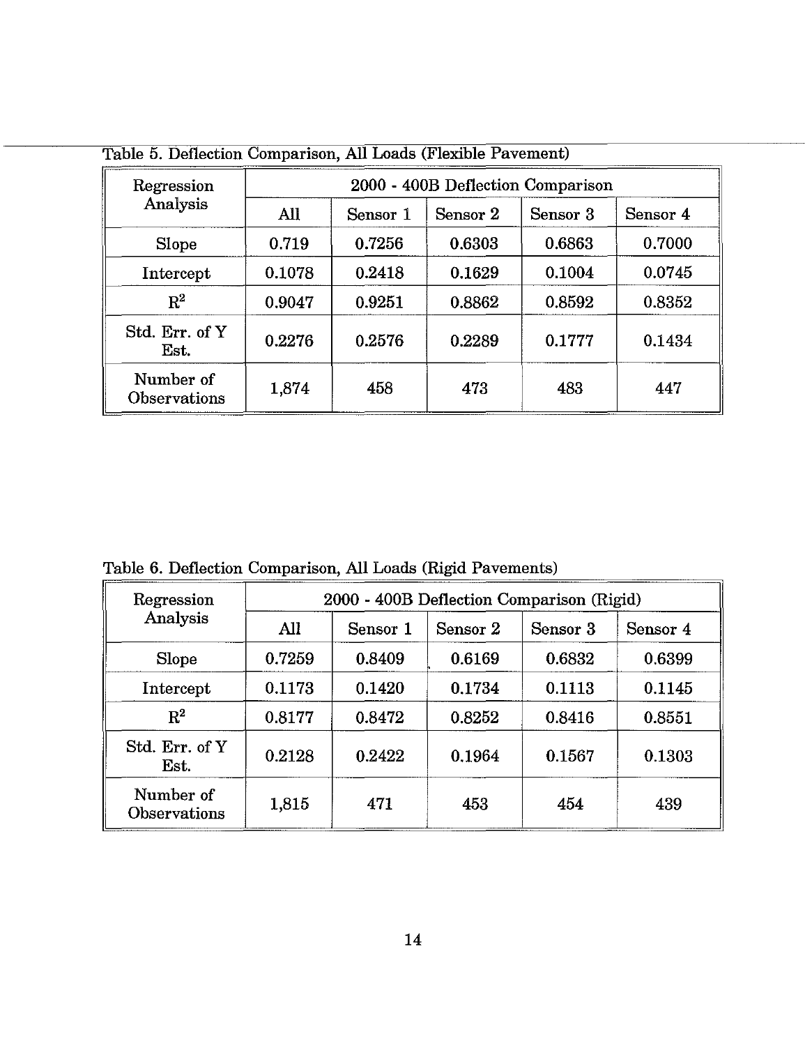Table 5. Deflection Comparison, All Loads (Flexible Pavement)

| Regression Analysis | 2000 - 400B Deflection Comparison | | | | |
|---|---|---|---|---|---|
| | All | Sensor 1 | Sensor 2 | Sensor 3 | Sensor 4 |
| Slope | 0.719 | 0.7256 | 0.6303 | 0.6863 | 0.7000 |
| Intercept | 0.1078 | 0.2418 | 0.1629 | 0.1004 | 0.0745 |
| $R^2$ | 0.9047 | 0.9251 | 0.8862 | 0.8592 | 0.8352 |
| Std. Err. of Y Est. | 0.2276 | 0.2576 | 0.2289 | 0.1777 | 0.1434 |
| Number of Observations | 1,874 | 458 | 473 | 483 | 447 |

Table 6. Deflection Comparison, All Loads (Rigid Pavements)

| Regression Analysis | 2000 - 400B Deflection Comparison (Rigid) | | | | |
|---|---|---|---|---|---|
| | All | Sensor 1 | Sensor 2 | Sensor 3 | Sensor 4 |
| Slope | 0.7259 | 0.8409 | 0.6169 | 0.6832 | 0.6399 |
| Intercept | 0.1173 | 0.1420 | 0.1734 | 0.1113 | 0.1145 |
| $R^2$ | 0.8177 | 0.8472 | 0.8252 | 0.8416 | 0.8551 |
| Std. Err. of Y Est. | 0.2128 | 0.2422 | 0.1964 | 0.1567 | 0.1303 |
| Number of Observations | 1,815 | 471 | 453 | 454 | 439 |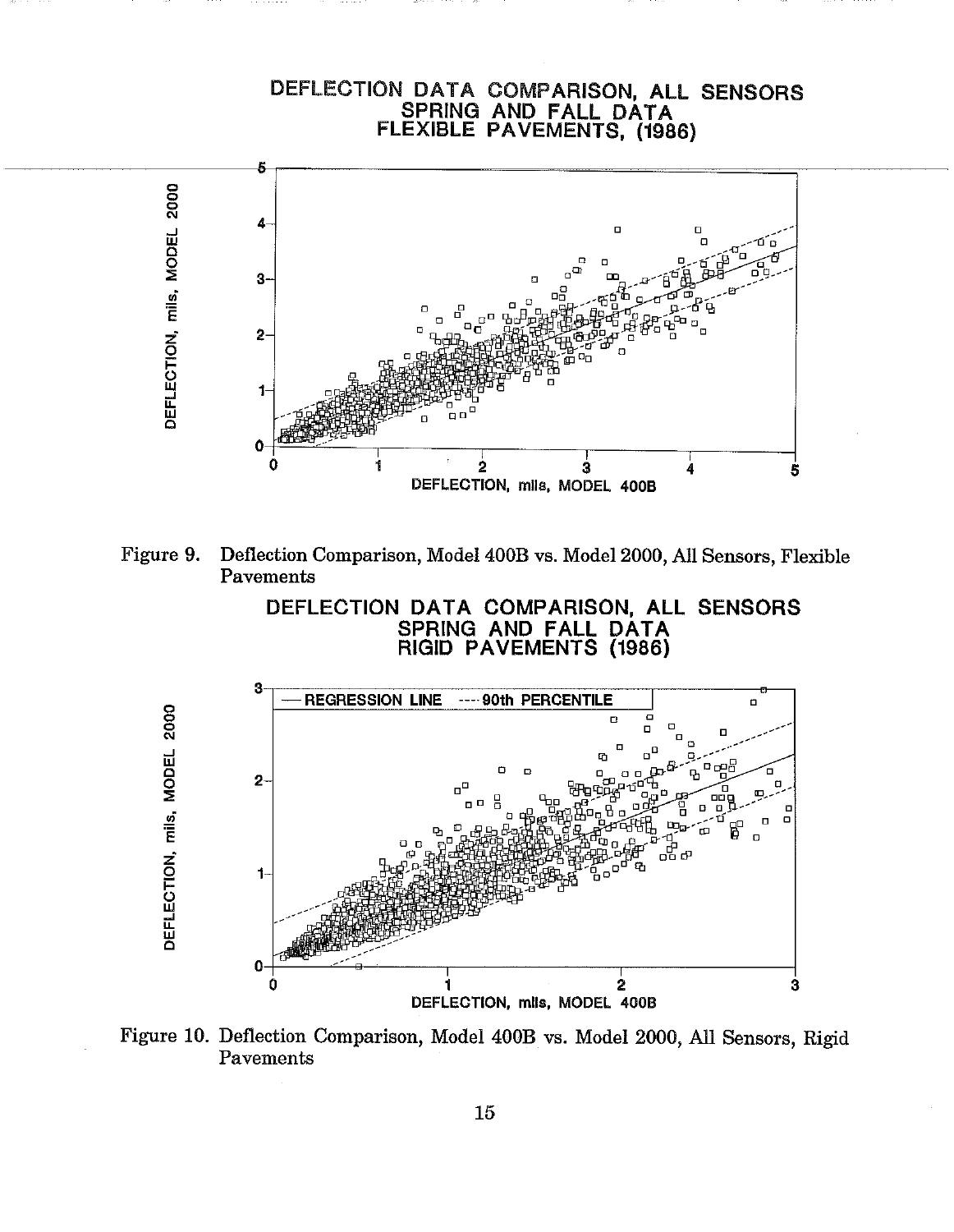DEFLECTION DATA COMPARISON, ALL SENSORS
SPRING AND FALL DATA
FLEXIBLE PAVEMENTS, (1986)

Figure 9. Deflection Comparison, Model 400B vs. Model 2000, All Sensors, Flexible Pavements

DEFLECTION DATA COMPARISON, ALL SENSORS
SPRING AND FALL DATA
RIGID PAVEMENTS (1986)

Figure 10. Deflection Comparison, Model 400B vs. Model 2000, All Sensors, Rigid Pavements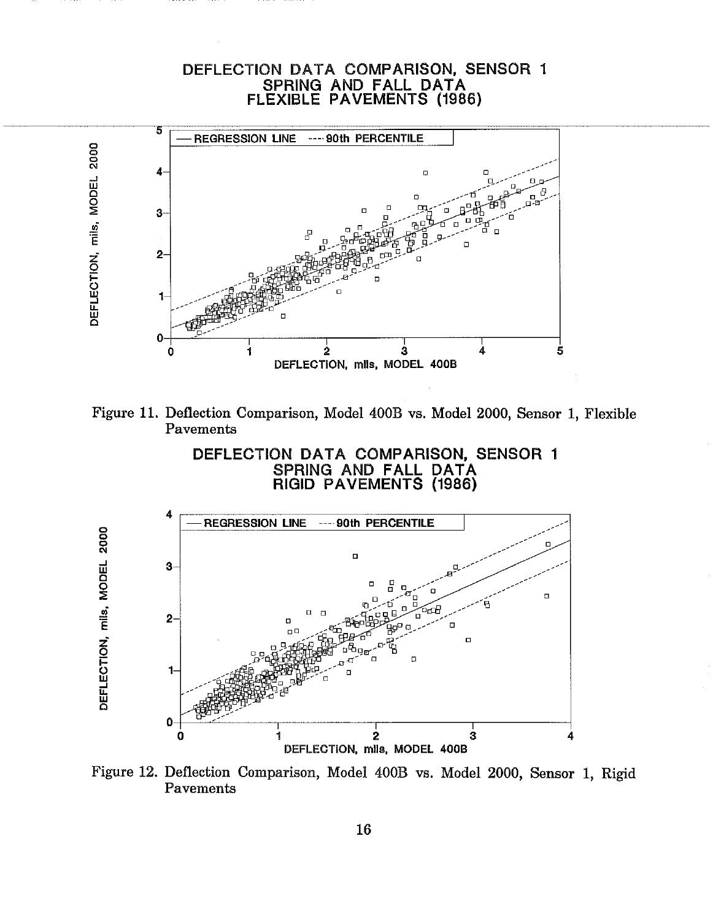DEFLECTION DATA COMPARISON, SENSOR 1
SPRING AND FALL DATA
FLEXIBLE PAVEMENTS (1986)

Figure 11. Deflection Comparison, Model 400B vs. Model 2000, Sensor 1, Flexible Pavements

DEFLECTION DATA COMPARISON, SENSOR 1
SPRING AND FALL DATA
RIGID PAVEMENTS (1986)

Figure 12. Deflection Comparison, Model 400B vs. Model 2000, Sensor 1, Rigid Pavements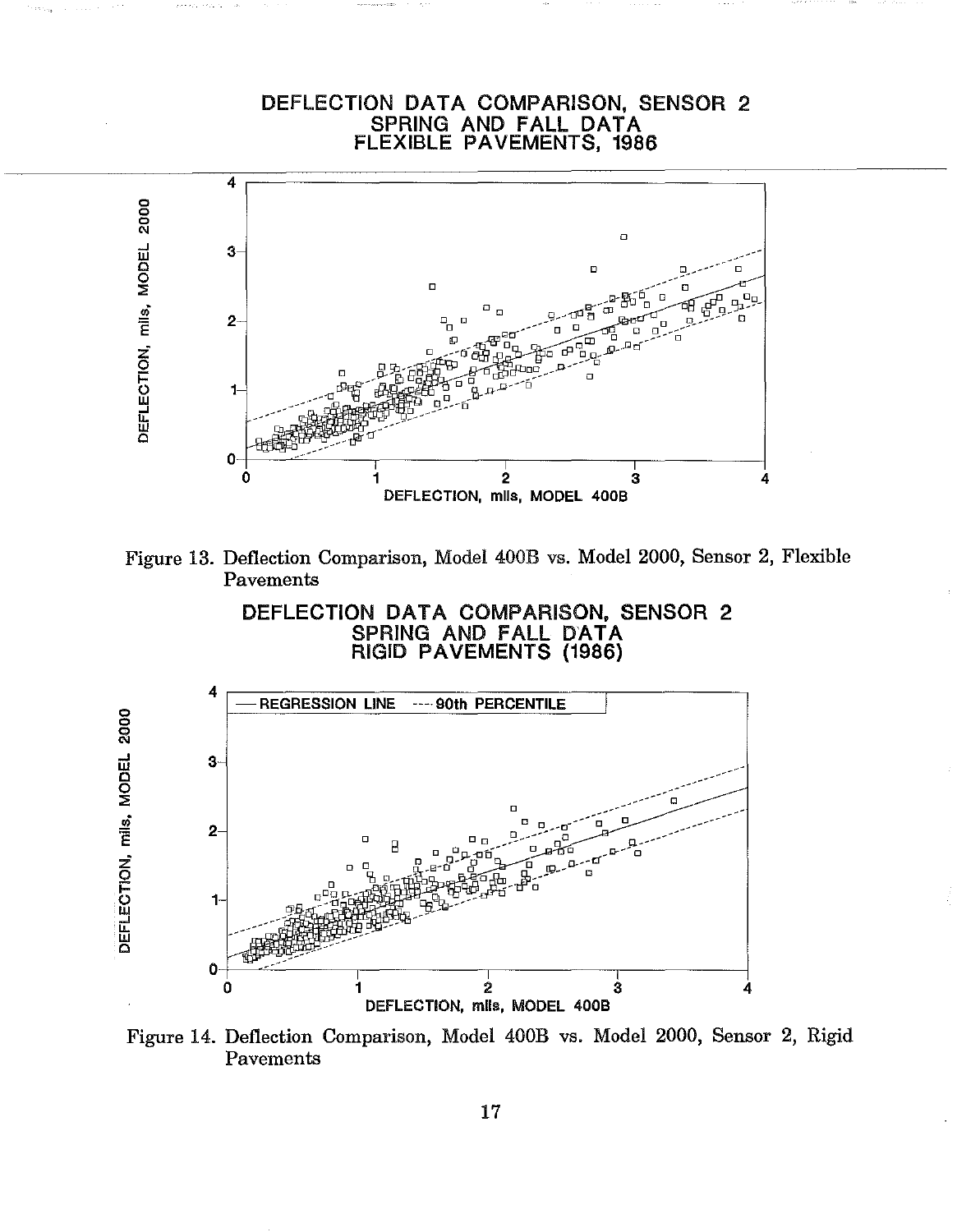DEFLECTION DATA COMPARISON, SENSOR 2
SPRING AND FALL DATA
FLEXIBLE PAVEMENTS, 1986

Figure 13. Deflection Comparison, Model 400B vs. Model 2000, Sensor 2, Flexible Pavements

DEFLECTION DATA COMPARISON, SENSOR 2
SPRING AND FALL DATA
RIGID PAVEMENTS (1986)

Figure 14. Deflection Comparison, Model 400B vs. Model 2000, Sensor 2, Rigid Pavements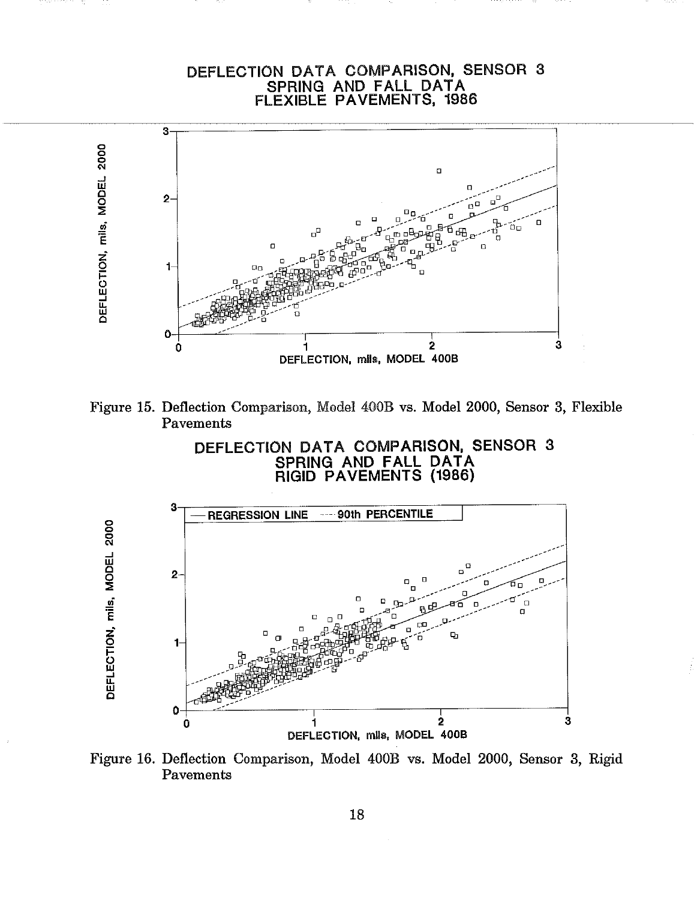DEFLECTION DATA COMPARISON, SENSOR 3
SPRING AND FALL DATA
FLEXIBLE PAVEMENTS, 1986

Figure 15. Deflection Comparison, Model 400B vs. Model 2000, Sensor 3, Flexible Pavements

DEFLECTION DATA COMPARISON, SENSOR 3
SPRING AND FALL DATA
RIGID PAVEMENTS (1986)

Figure 16. Deflection Comparison, Model 400B vs. Model 2000, Sensor 3, Rigid Pavements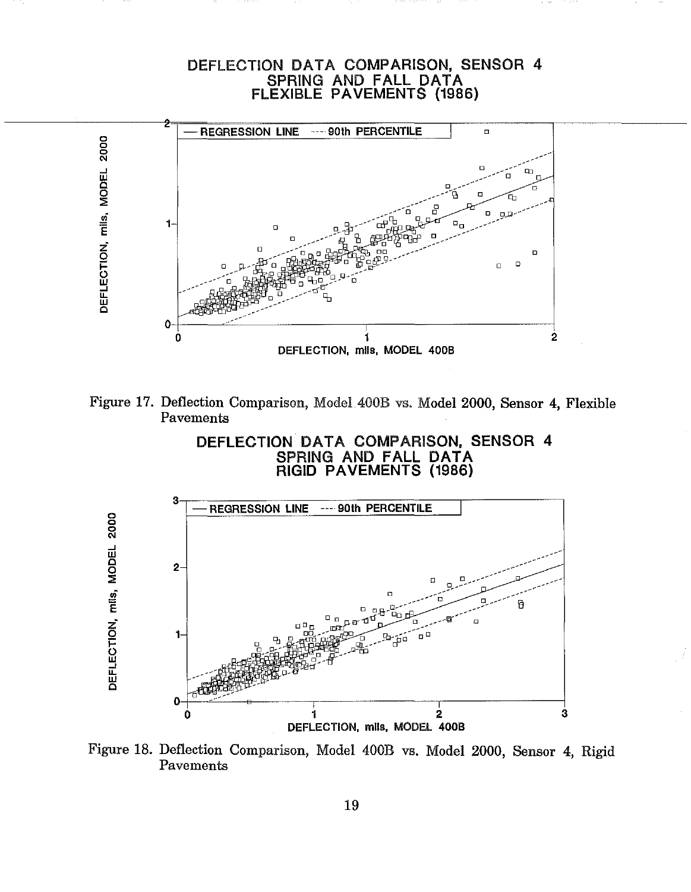Figure 17. Deflection Comparison, Model 400B vs. Model 2000, Sensor 4, Flexible Pavements

Figure 18. Deflection Comparison, Model 400B vs. Model 2000, Sensor 4, Rigid Pavements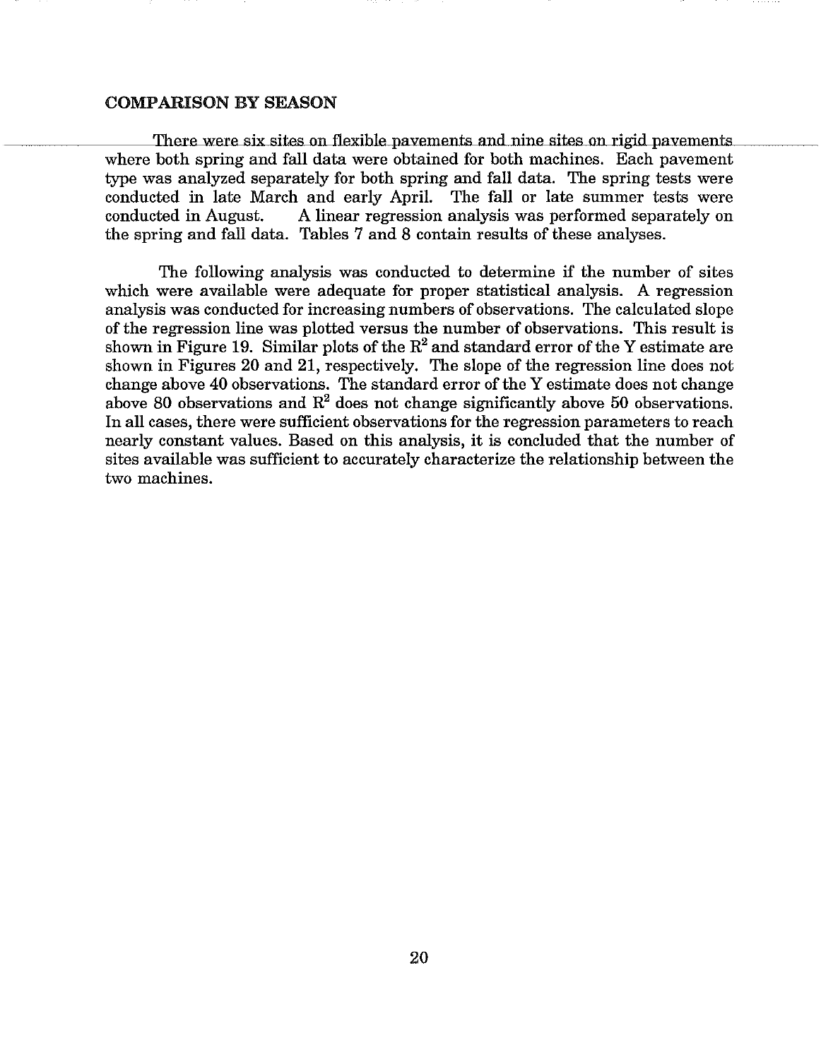## COMPARISON BY SEASON

There were six sites on flexible pavements and nine sites on rigid pavements where both spring and fall data were obtained for both machines. Each pavement type was analyzed separately for both spring and fall data. The spring tests were conducted in late March and early April. The fall or late summer tests were conducted in August. A linear regression analysis was performed separately on the spring and fall data. Tables 7 and 8 contain results of these analyses.

The following analysis was conducted to determine if the number of sites which were available were adequate for proper statistical analysis. A regression analysis was conducted for increasing numbers of observations. The calculated slope of the regression line was plotted versus the number of observations. This result is shown in Figure 19. Similar plots of the $R^2$ and standard error of the Y estimate are shown in Figures 20 and 21, respectively. The slope of the regression line does not change above 40 observations. The standard error of the Y estimate does not change above 80 observations and $R^2$ does not change significantly above 50 observations. In all cases, there were sufficient observations for the regression parameters to reach nearly constant values. Based on this analysis, it is concluded that the number of sites available was sufficient to accurately characterize the relationship between the two machines.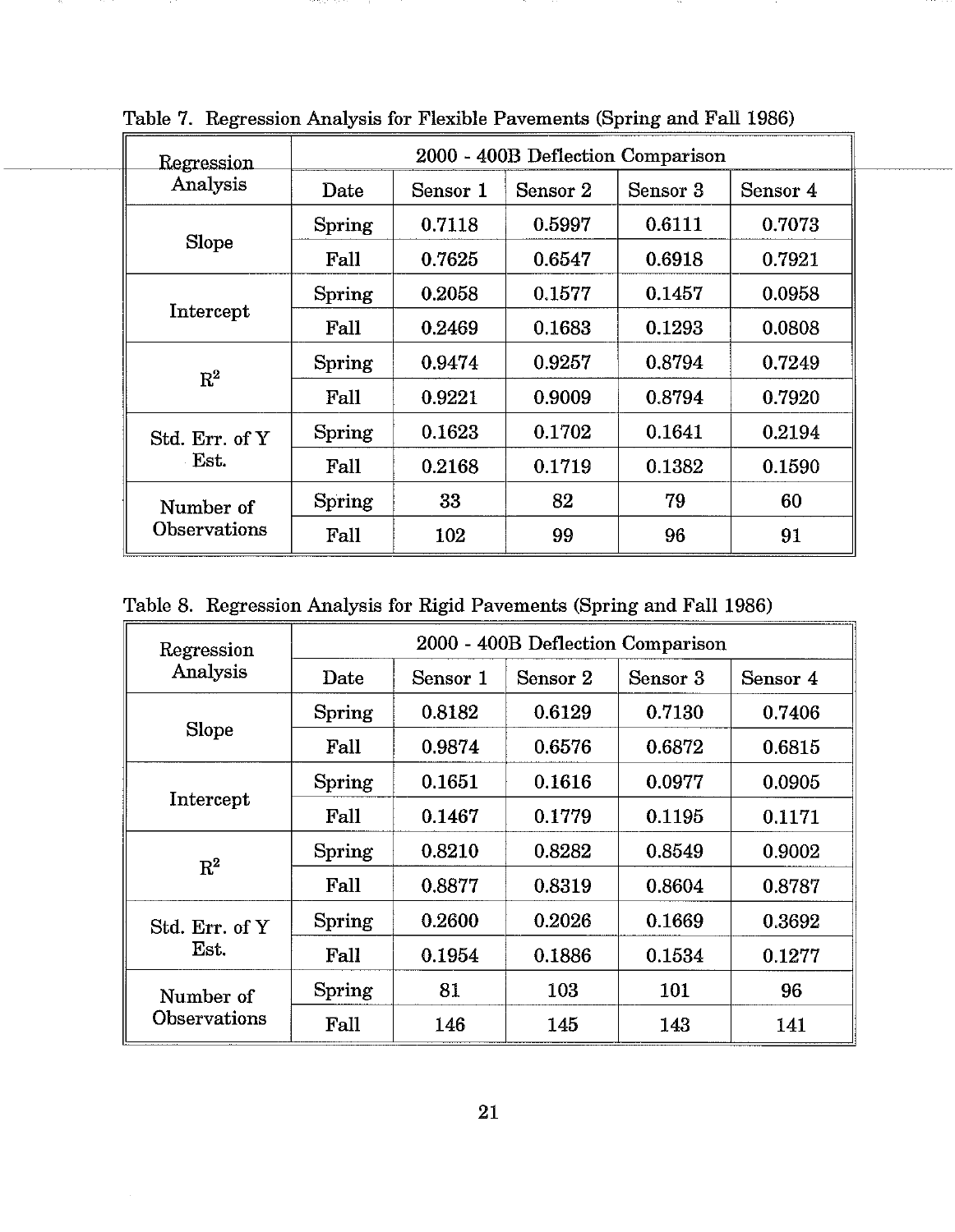Table 7. Regression Analysis for Flexible Pavements (Spring and Fall 1986)

| Regression Analysis | 2000 - 400B Deflection Comparison | | | | |
|---|---|---|---|---|---|
| | Date | Sensor 1 | Sensor 2 | Sensor 3 | Sensor 4 |
| Slope | Spring | 0.7118 | 0.5997 | 0.6111 | 0.7073 |
| | Fall | 0.7625 | 0.6547 | 0.6918 | 0.7921 |
| Intercept | Spring | 0.2058 | 0.1577 | 0.1457 | 0.0958 |
| | Fall | 0.2469 | 0.1683 | 0.1293 | 0.0808 |
| $R^2$ | Spring | 0.9474 | 0.9257 | 0.8794 | 0.7249 |
| | Fall | 0.9221 | 0.9009 | 0.8794 | 0.7920 |
| Std. Err. of Y Est. | Spring | 0.1623 | 0.1702 | 0.1641 | 0.2194 |
| | Fall | 0.2168 | 0.1719 | 0.1382 | 0.1590 |
| Number of Observations | Spring | 33 | 82 | 79 | 60 |
| | Fall | 102 | 99 | 96 | 91 |

Table 8. Regression Analysis for Rigid Pavements (Spring and Fall 1986)

| Regression Analysis | 2000 - 400B Deflection Comparison | | | | |
|---|---|---|---|---|---|
| | Date | Sensor 1 | Sensor 2 | Sensor 3 | Sensor 4 |
| Slope | Spring | 0.8182 | 0.6129 | 0.7130 | 0.7406 |
| | Fall | 0.9874 | 0.6576 | 0.6872 | 0.6815 |
| Intercept | Spring | 0.1651 | 0.1616 | 0.0977 | 0.0905 |
| | Fall | 0.1467 | 0.1779 | 0.1195 | 0.1171 |
| $R^2$ | Spring | 0.8210 | 0.8282 | 0.8549 | 0.9002 |
| | Fall | 0.8877 | 0.8319 | 0.8604 | 0.8787 |
| Std. Err. of Y Est. | Spring | 0.2600 | 0.2026 | 0.1669 | 0.3692 |
| | Fall | 0.1954 | 0.1886 | 0.1534 | 0.1277 |
| Number of Observations | Spring | 81 | 103 | 101 | 96 |
| | Fall | 146 | 145 | 143 | 141 |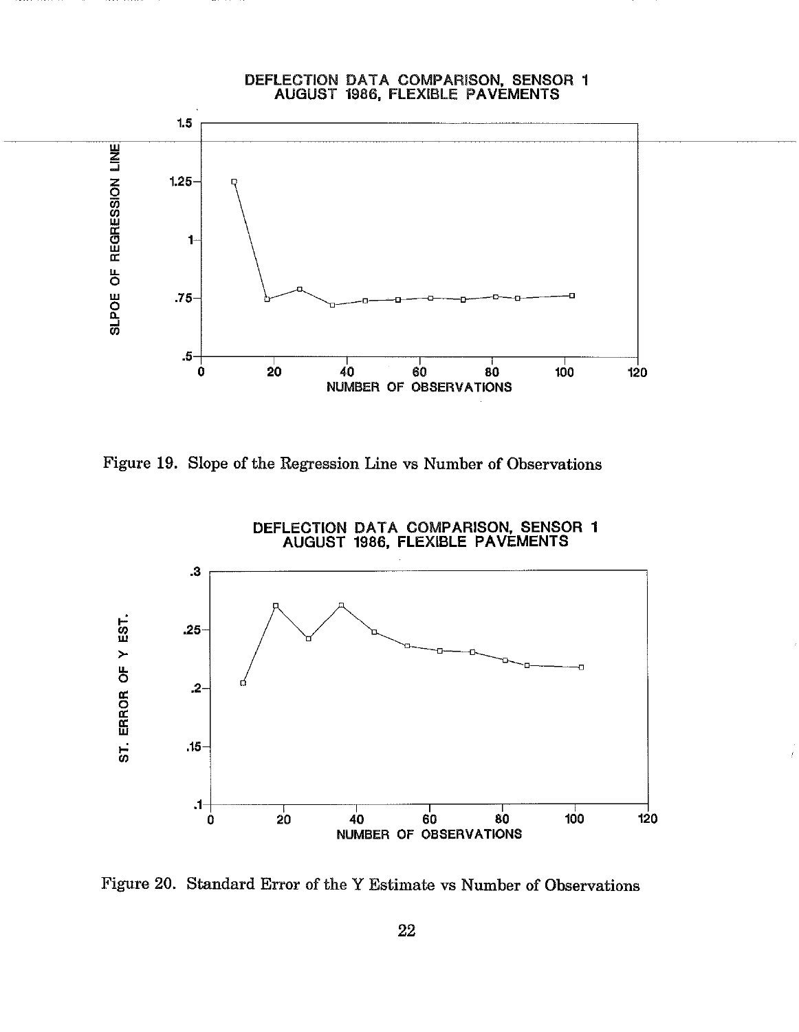DEFLECTION DATA COMPARISON, SENSOR 1
AUGUST 1986, FLEXIBLE PAVEMENTS

Figure 19. Slope of the Regression Line vs Number of Observations

DEFLECTION DATA COMPARISON, SENSOR 1
AUGUST 1986, FLEXIBLE PAVEMENTS

Figure 20. Standard Error of the Y Estimate vs Number of Observations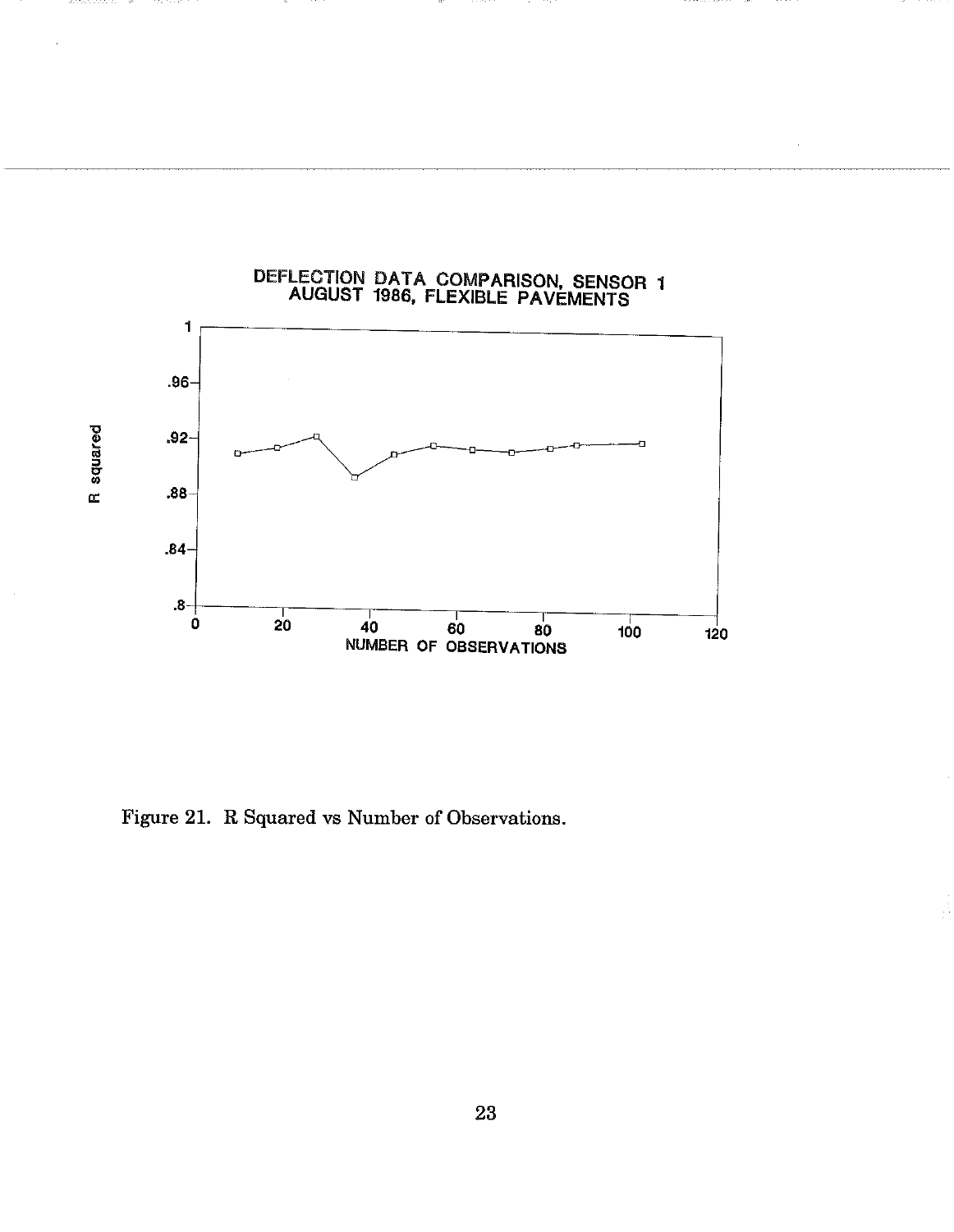DEFLECTION DATA COMPARISON, SENSOR 1
AUGUST 1986, FLEXIBLE PAVEMENTS

Figure 21. R Squared vs Number of Observations.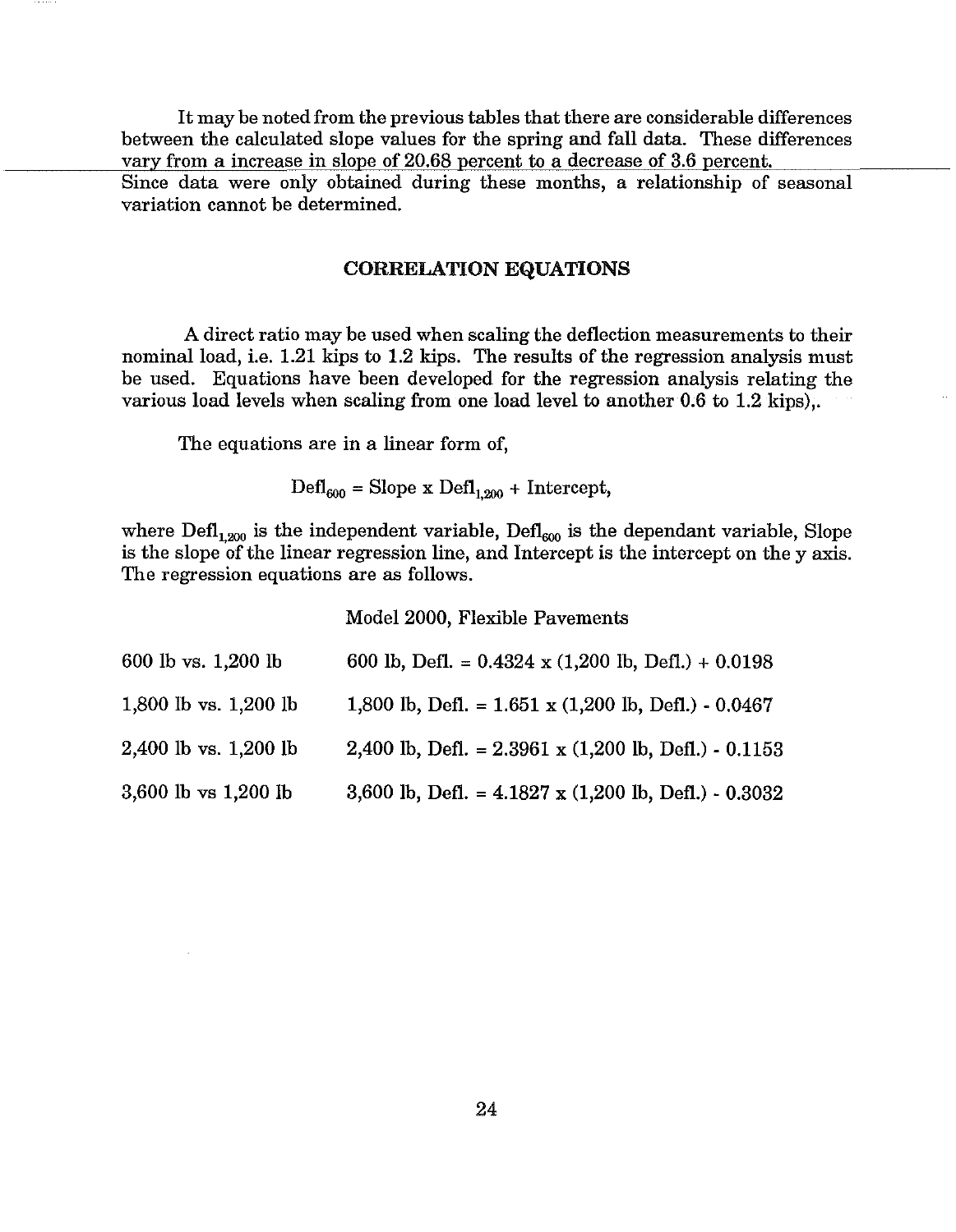It may be noted from the previous tables that there are considerable differences between the calculated slope values for the spring and fall data. These differences vary from a increase in slope of 20.68 percent to a decrease of 3.6 percent. Since data were only obtained during these months, a relationship of seasonal variation cannot be determined.

## CORRELATION EQUATIONS

A direct ratio may be used when scaling the deflection measurements to their nominal load, i.e. 1.21 kips to 1.2 kips. The results of the regression analysis must be used. Equations have been developed for the regression analysis relating the various load levels when scaling from one load level to another 0.6 to 1.2 kips),.

The equations are in a linear form of,

$$\text{Defl}_{600} = \text{Slope} \times \text{Defl}_{1,200} + \text{Intercept},$$

where $\text{Defl}_{1,200}$ is the independent variable, $\text{Defl}_{600}$ is the dependant variable, Slope is the slope of the linear regression line, and Intercept is the intercept on the y axis. The regression equations are as follows.

Model 2000, Flexible Pavements

| | |
|---|---|
| 600 lb vs. 1,200 lb | 600 lb, Defl. = 0.4324 x (1,200 lb, Defl.) + 0.0198 |
| 1,800 lb vs. 1,200 lb | 1,800 lb, Defl. = 1.651 x (1,200 lb, Defl.) - 0.0467 |
| 2,400 lb vs. 1,200 lb | 2,400 lb, Defl. = 2.3961 x (1,200 lb, Defl.) - 0.1153 |
| 3,600 lb vs 1,200 lb | 3,600 lb, Defl. = 4.1827 x (1,200 lb, Defl.) - 0.3032 |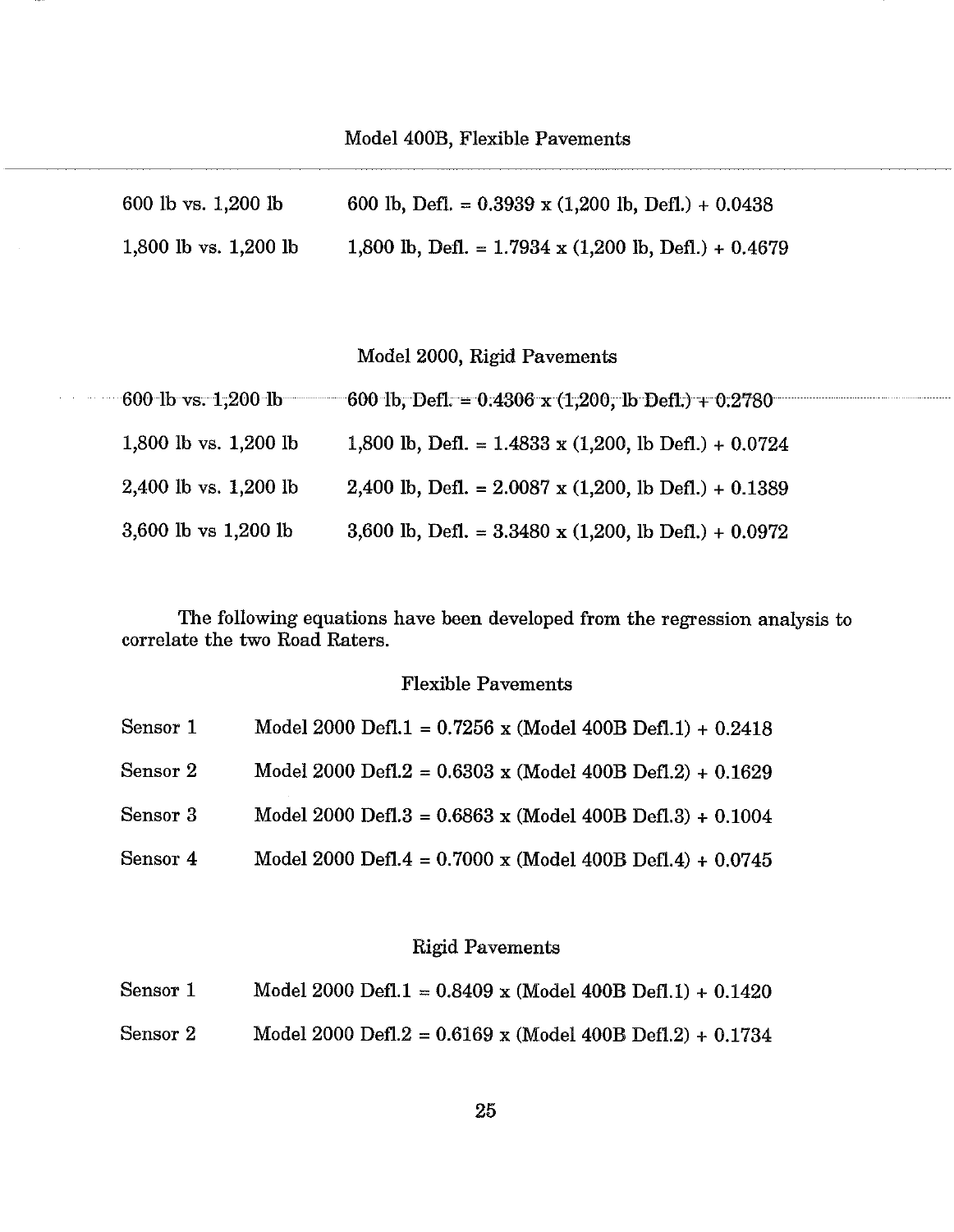### Model 400B, Flexible Pavements

| | |
|---|---|
| 600 lb vs. 1,200 lb | 600 lb, Defl. = 0.3939 x (1,200 lb, Defl.) + 0.0438 |
| 1,800 lb vs. 1,200 lb | 1,800 lb, Defl. = 1.7934 x (1,200 lb, Defl.) + 0.4679 |

### Model 2000, Rigid Pavements

| | |
|---|---|
| 600 lb vs. 1,200 lb | 600 lb, Defl. = 0.4306 x (1,200, lb Defl.) + 0.2780 |
| 1,800 lb vs. 1,200 lb | 1,800 lb, Defl. = 1.4833 x (1,200, lb Defl.) + 0.0724 |
| 2,400 lb vs. 1,200 lb | 2,400 lb, Defl. = 2.0087 x (1,200, lb Defl.) + 0.1389 |
| 3,600 lb vs 1,200 lb | 3,600 lb, Defl. = 3.3480 x (1,200, lb Defl.) + 0.0972 |

The following equations have been developed from the regression analysis to correlate the two Road Raters.

### Flexible Pavements

| | |
|---|---|
| Sensor 1 | Model 2000 Defl.1 = 0.7256 x (Model 400B Defl.1) + 0.2418 |
| Sensor 2 | Model 2000 Defl.2 = 0.6303 x (Model 400B Defl.2) + 0.1629 |
| Sensor 3 | Model 2000 Defl.3 = 0.6863 x (Model 400B Defl.3) + 0.1004 |
| Sensor 4 | Model 2000 Defl.4 = 0.7000 x (Model 400B Defl.4) + 0.0745 |

### Rigid Pavements

| | |
|---|---|
| Sensor 1 | Model 2000 Defl.1 = 0.8409 x (Model 400B Defl.1) + 0.1420 |
| Sensor 2 | Model 2000 Defl.2 = 0.6169 x (Model 400B Defl.2) + 0.1734 |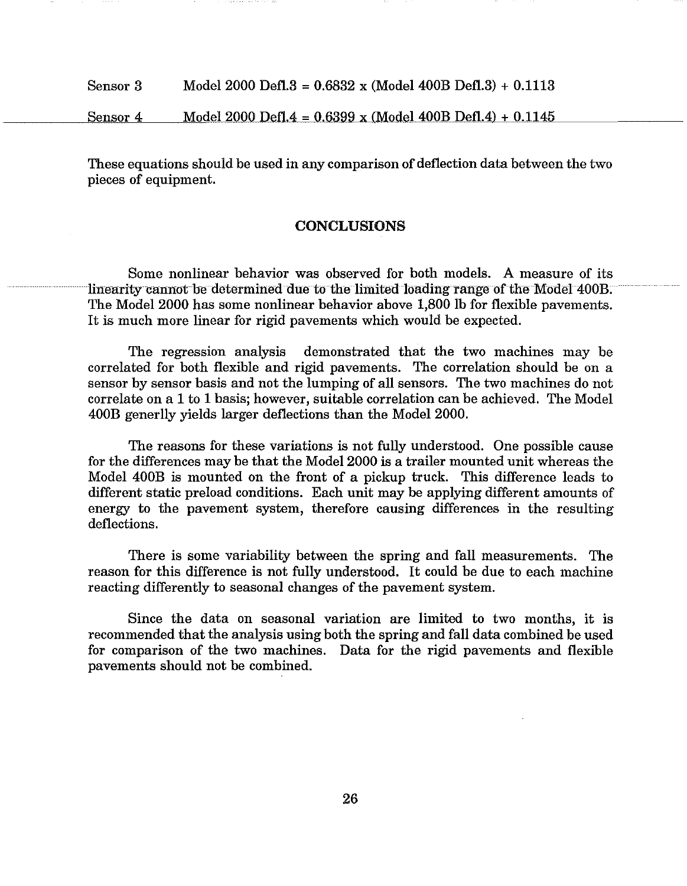Sensor 3 Model 2000 Defl.3 = 0.6832 x (Model 400B Defl.3) + 0.1113

Sensor 4 Model 2000 Defl.4 = 0.6399 x (Model 400B Defl.4) + 0.1145

These equations should be used in any comparison of deflection data between the two pieces of equipment.

## CONCLUSIONS

Some nonlinear behavior was observed for both models. A measure of its linearity cannot be determined due to the limited loading range of the Model 400B. The Model 2000 has some nonlinear behavior above 1,800 lb for flexible pavements. It is much more linear for rigid pavements which would be expected.

The regression analysis demonstrated that the two machines may be correlated for both flexible and rigid pavements. The correlation should be on a sensor by sensor basis and not the lumping of all sensors. The two machines do not correlate on a 1 to 1 basis; however, suitable correlation can be achieved. The Model 400B generlly yields larger deflections than the Model 2000.

The reasons for these variations is not fully understood. One possible cause for the differences may be that the Model 2000 is a trailer mounted unit whereas the Model 400B is mounted on the front of a pickup truck. This difference leads to different static preload conditions. Each unit may be applying different amounts of energy to the pavement system, therefore causing differences in the resulting deflections.

There is some variability between the spring and fall measurements. The reason for this difference is not fully understood. It could be due to each machine reacting differently to seasonal changes of the pavement system.

Since the data on seasonal variation are limited to two months, it is recommended that the analysis using both the spring and fall data combined be used for comparison of the two machines. Data for the rigid pavements and flexible pavements should not be combined.